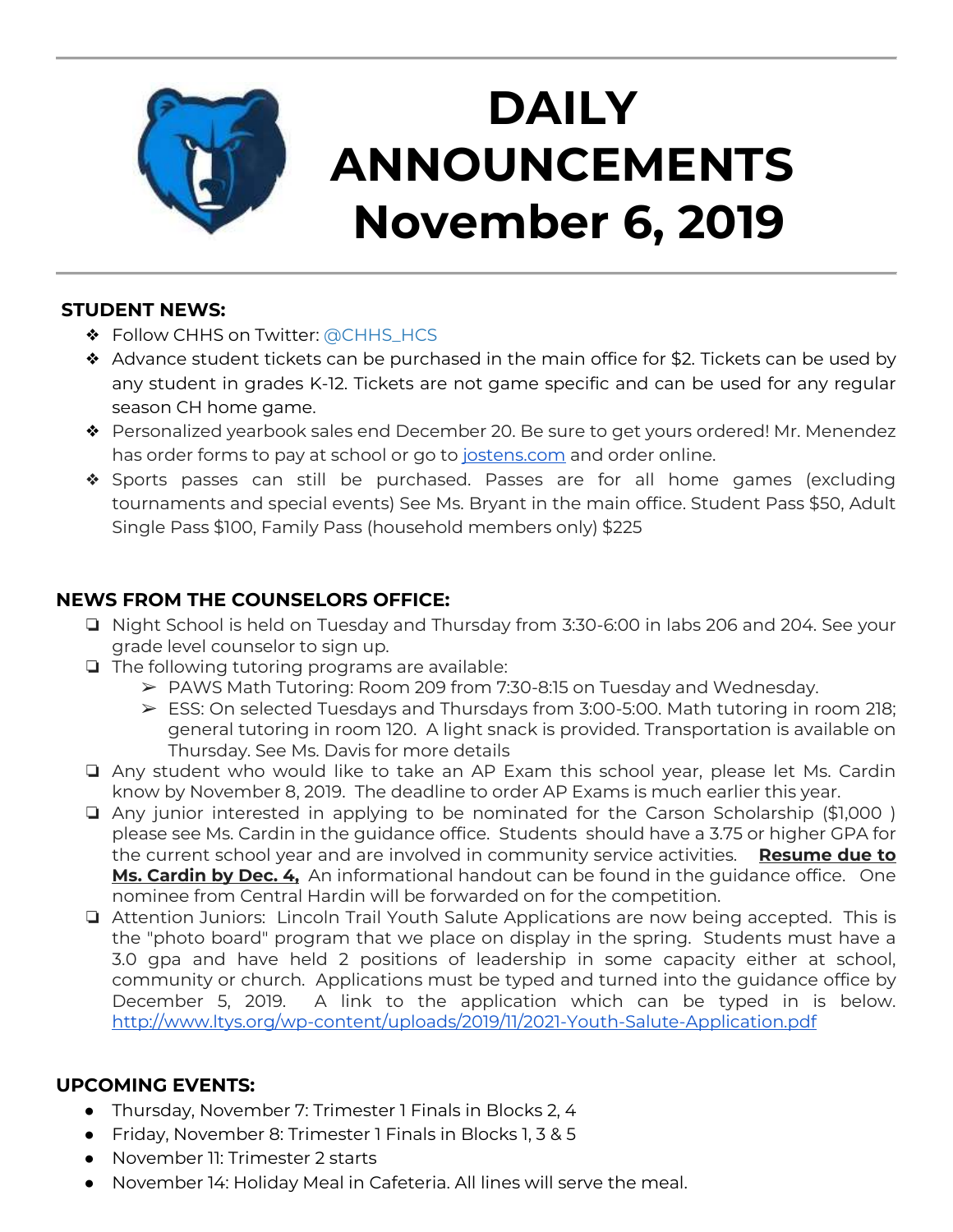# DAILY ANNOUNCEMENTS November 6, 2019

## STUDENT NEWS:

- Follow CHHS on Twitter: @CHHS_HCS
- Advance student tickets can be purchased in the main office for $2. Tickets can be used by any student in grades K-12. Tickets are not game specific and can be used for any regular season CH home game.
- Personalized yearbook sales end December 20. Be sure to get yours ordered! Mr. Menendez has order forms to pay at school or go to jostens.com and order online.
- Sports passes can still be purchased. Passes are for all home games (excluding tournaments and special events) See Ms. Bryant in the main office. Student Pass $50, Adult Single Pass $100, Family Pass (household members only) $225

## NEWS FROM THE COUNSELORS OFFICE:

- Night School is held on Tuesday and Thursday from 3:30-6:00 in labs 206 and 204. See your grade level counselor to sign up.
- The following tutoring programs are available:
  - PAWS Math Tutoring: Room 209 from 7:30-8:15 on Tuesday and Wednesday.
  - ESS: On selected Tuesdays and Thursdays from 3:00-5:00. Math tutoring in room 218; general tutoring in room 120. A light snack is provided. Transportation is available on Thursday. See Ms. Davis for more details
- Any student who would like to take an AP Exam this school year, please let Ms. Cardin know by November 8, 2019. The deadline to order AP Exams is much earlier this year.
- Any junior interested in applying to be nominated for the Carson Scholarship ($1,000 ) please see Ms. Cardin in the guidance office. Students should have a 3.75 or higher GPA for the current school year and are involved in community service activities. **Resume due to Ms. Cardin by Dec. 4,** An informational handout can be found in the guidance office. One nominee from Central Hardin will be forwarded on for the competition.
- Attention Juniors: Lincoln Trail Youth Salute Applications are now being accepted. This is the "photo board" program that we place on display in the spring. Students must have a 3.0 gpa and have held 2 positions of leadership in some capacity either at school, community or church. Applications must be typed and turned into the guidance office by December 5, 2019. A link to the application which can be typed in is below. http://www.ltys.org/wp-content/uploads/2019/11/2021-Youth-Salute-Application.pdf

## UPCOMING EVENTS:

- Thursday, November 7: Trimester 1 Finals in Blocks 2, 4
- Friday, November 8: Trimester 1 Finals in Blocks 1, 3 & 5
- November 11: Trimester 2 starts
- November 14: Holiday Meal in Cafeteria. All lines will serve the meal.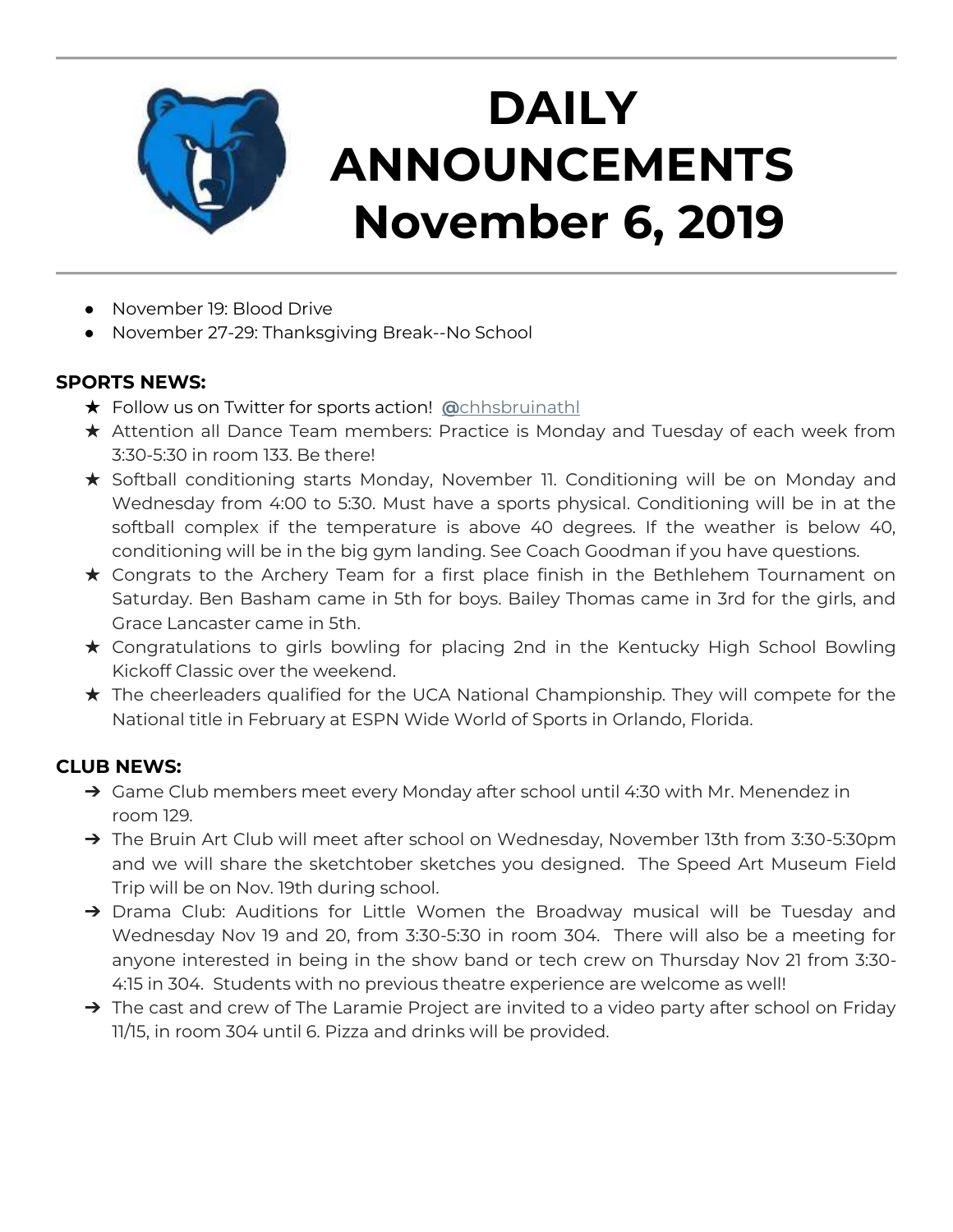# DAILY ANNOUNCEMENTS November 6, 2019

- November 19: Blood Drive
- November 27-29: Thanksgiving Break--No School

**SPORTS NEWS:**

- Follow us on Twitter for sports action! @chhsbruinathl
- Attention all Dance Team members: Practice is Monday and Tuesday of each week from 3:30-5:30 in room 133. Be there!
- Softball conditioning starts Monday, November 11. Conditioning will be on Monday and Wednesday from 4:00 to 5:30. Must have a sports physical. Conditioning will be in at the softball complex if the temperature is above 40 degrees. If the weather is below 40, conditioning will be in the big gym landing. See Coach Goodman if you have questions.
- Congrats to the Archery Team for a first place finish in the Bethlehem Tournament on Saturday. Ben Basham came in 5th for boys. Bailey Thomas came in 3rd for the girls, and Grace Lancaster came in 5th.
- Congratulations to girls bowling for placing 2nd in the Kentucky High School Bowling Kickoff Classic over the weekend.
- The cheerleaders qualified for the UCA National Championship. They will compete for the National title in February at ESPN Wide World of Sports in Orlando, Florida.

**CLUB NEWS:**

- Game Club members meet every Monday after school until 4:30 with Mr. Menendez in room 129.
- The Bruin Art Club will meet after school on Wednesday, November 13th from 3:30-5:30pm and we will share the sketchtober sketches you designed. The Speed Art Museum Field Trip will be on Nov. 19th during school.
- Drama Club: Auditions for Little Women the Broadway musical will be Tuesday and Wednesday Nov 19 and 20, from 3:30-5:30 in room 304. There will also be a meeting for anyone interested in being in the show band or tech crew on Thursday Nov 21 from 3:30-4:15 in 304. Students with no previous theatre experience are welcome as well!
- The cast and crew of The Laramie Project are invited to a video party after school on Friday 11/15, in room 304 until 6. Pizza and drinks will be provided.